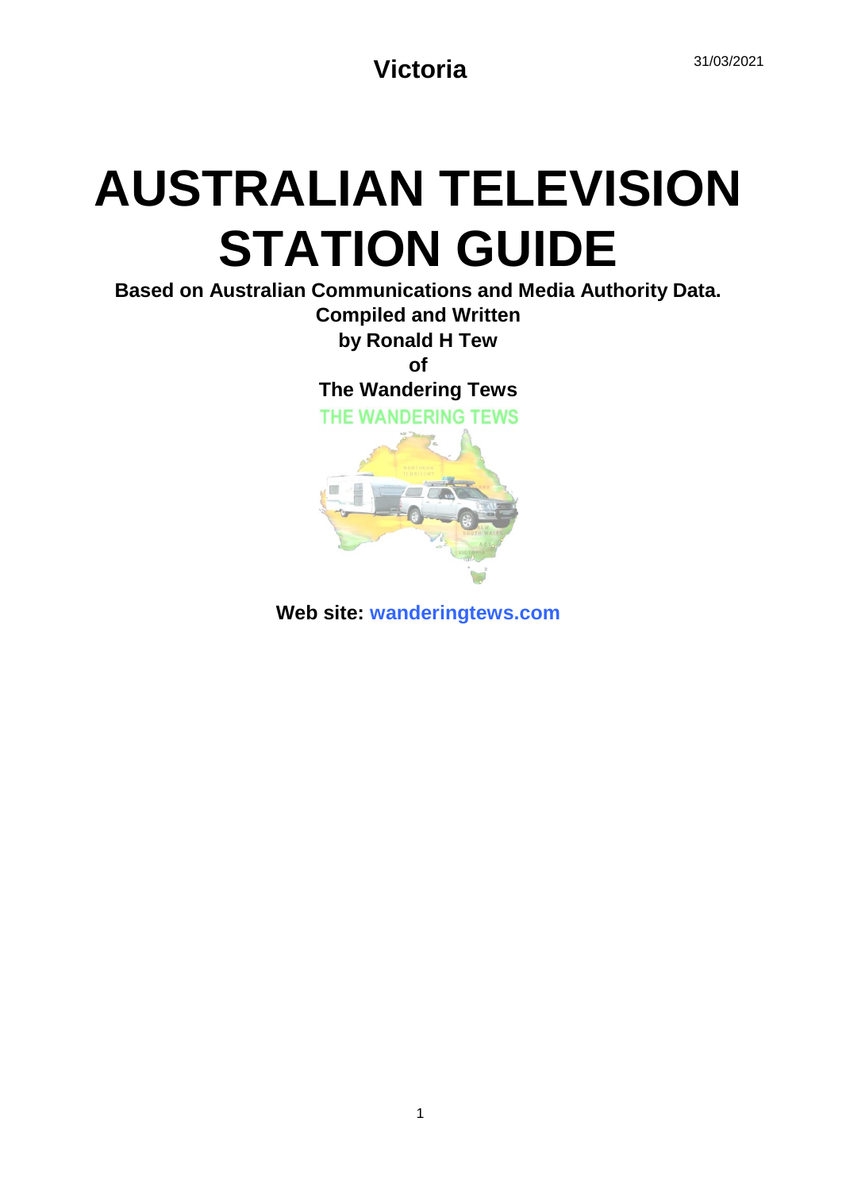Victoria

31/03/2021

# AUSTRALIAN TELEVISION STATION GUIDE

**Based on Australian Communications and Media Authority Data.**

**Compiled and Written**

**by Ronald H Tew**

**of**

**The Wandering Tews**

THE WANDERING TEWS

**Web site: wanderingtews.com**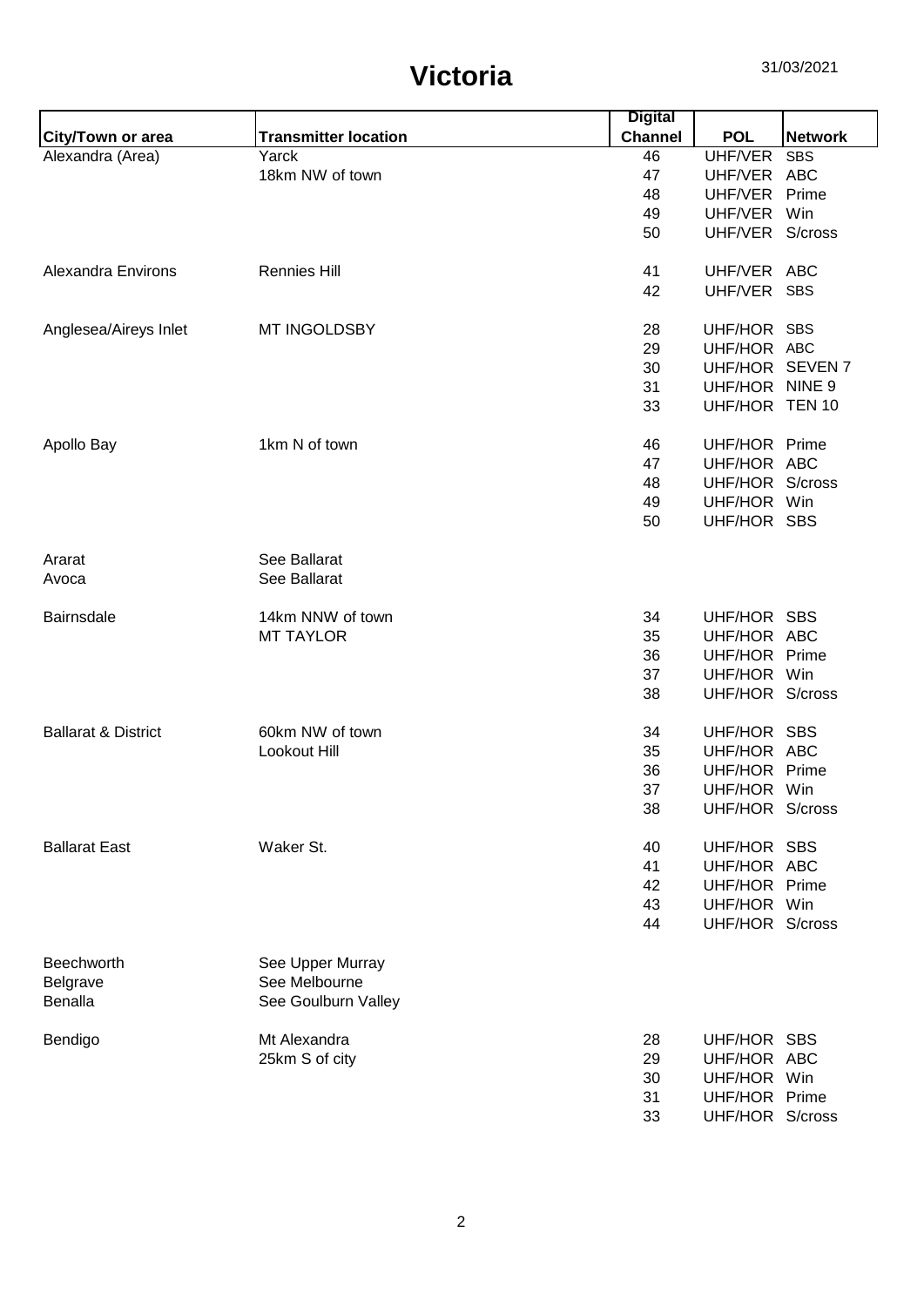# Victoria

31/03/2021

| City/Town or area | Transmitter location | Digital Channel | POL | Network |
|---|---|---|---|---|
| Alexandra (Area) | Yarck | 46 | UHF/VER | SBS |
| | 18km NW of town | 47 | UHF/VER | ABC |
| | | 48 | UHF/VER | Prime |
| | | 49 | UHF/VER | Win |
| | | 50 | UHF/VER | S/cross |
| Alexandra Environs | Rennies Hill | 41 | UHF/VER | ABC |
| | | 42 | UHF/VER | SBS |
| Anglesea/Aireys Inlet | MT INGOLDSBY | 28 | UHF/HOR | SBS |
| | | 29 | UHF/HOR | ABC |
| | | 30 | UHF/HOR | SEVEN 7 |
| | | 31 | UHF/HOR | NINE 9 |
| | | 33 | UHF/HOR | TEN 10 |
| Apollo Bay | 1km N of town | 46 | UHF/HOR | Prime |
| | | 47 | UHF/HOR | ABC |
| | | 48 | UHF/HOR | S/cross |
| | | 49 | UHF/HOR | Win |
| | | 50 | UHF/HOR | SBS |
| Ararat | See Ballarat | | | |
| Avoca | See Ballarat | | | |
| Bairnsdale | 14km NNW of town | 34 | UHF/HOR | SBS |
| | MT TAYLOR | 35 | UHF/HOR | ABC |
| | | 36 | UHF/HOR | Prime |
| | | 37 | UHF/HOR | Win |
| | | 38 | UHF/HOR | S/cross |
| Ballarat & District | 60km NW of town | 34 | UHF/HOR | SBS |
| | Lookout Hill | 35 | UHF/HOR | ABC |
| | | 36 | UHF/HOR | Prime |
| | | 37 | UHF/HOR | Win |
| | | 38 | UHF/HOR | S/cross |
| Ballarat East | Waker St. | 40 | UHF/HOR | SBS |
| | | 41 | UHF/HOR | ABC |
| | | 42 | UHF/HOR | Prime |
| | | 43 | UHF/HOR | Win |
| | | 44 | UHF/HOR | S/cross |
| Beechworth | See Upper Murray | | | |
| Belgrave | See Melbourne | | | |
| Benalla | See Goulburn Valley | | | |
| Bendigo | Mt Alexandra | 28 | UHF/HOR | SBS |
| | 25km S of city | 29 | UHF/HOR | ABC |
| | | 30 | UHF/HOR | Win |
| | | 31 | UHF/HOR | Prime |
| | | 33 | UHF/HOR | S/cross |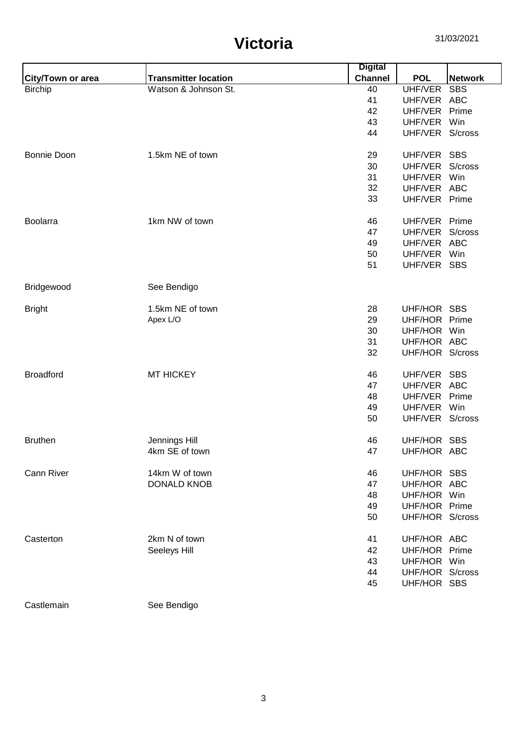# Victoria

31/03/2021

| City/Town or area | Transmitter location | Digital Channel | POL | Network |
|---|---|---|---|---|
| Birchip | Watson & Johnson St. | 40 | UHF/VER | SBS |
| | | 41 | UHF/VER | ABC |
| | | 42 | UHF/VER | Prime |
| | | 43 | UHF/VER | Win |
| | | 44 | UHF/VER | S/cross |
| Bonnie Doon | 1.5km NE of town | 29 | UHF/VER | SBS |
| | | 30 | UHF/VER | S/cross |
| | | 31 | UHF/VER | Win |
| | | 32 | UHF/VER | ABC |
| | | 33 | UHF/VER | Prime |
| Boolarra | 1km NW of town | 46 | UHF/VER | Prime |
| | | 47 | UHF/VER | S/cross |
| | | 49 | UHF/VER | ABC |
| | | 50 | UHF/VER | Win |
| | | 51 | UHF/VER | SBS |
| Bridgewood | See Bendigo | | | |
| Bright | 1.5km NE of town | 28 | UHF/HOR | SBS |
| | Apex L/O | 29 | UHF/HOR | Prime |
| | | 30 | UHF/HOR | Win |
| | | 31 | UHF/HOR | ABC |
| | | 32 | UHF/HOR | S/cross |
| Broadford | MT HICKEY | 46 | UHF/VER | SBS |
| | | 47 | UHF/VER | ABC |
| | | 48 | UHF/VER | Prime |
| | | 49 | UHF/VER | Win |
| | | 50 | UHF/VER | S/cross |
| Bruthen | Jennings Hill | 46 | UHF/HOR | SBS |
| | 4km SE of town | 47 | UHF/HOR | ABC |
| Cann River | 14km W of town | 46 | UHF/HOR | SBS |
| | DONALD KNOB | 47 | UHF/HOR | ABC |
| | | 48 | UHF/HOR | Win |
| | | 49 | UHF/HOR | Prime |
| | | 50 | UHF/HOR | S/cross |
| Casterton | 2km N of town | 41 | UHF/HOR | ABC |
| | Seeleys Hill | 42 | UHF/HOR | Prime |
| | | 43 | UHF/HOR | Win |
| | | 44 | UHF/HOR | S/cross |
| | | 45 | UHF/HOR | SBS |
| Castlemain | See Bendigo | | | |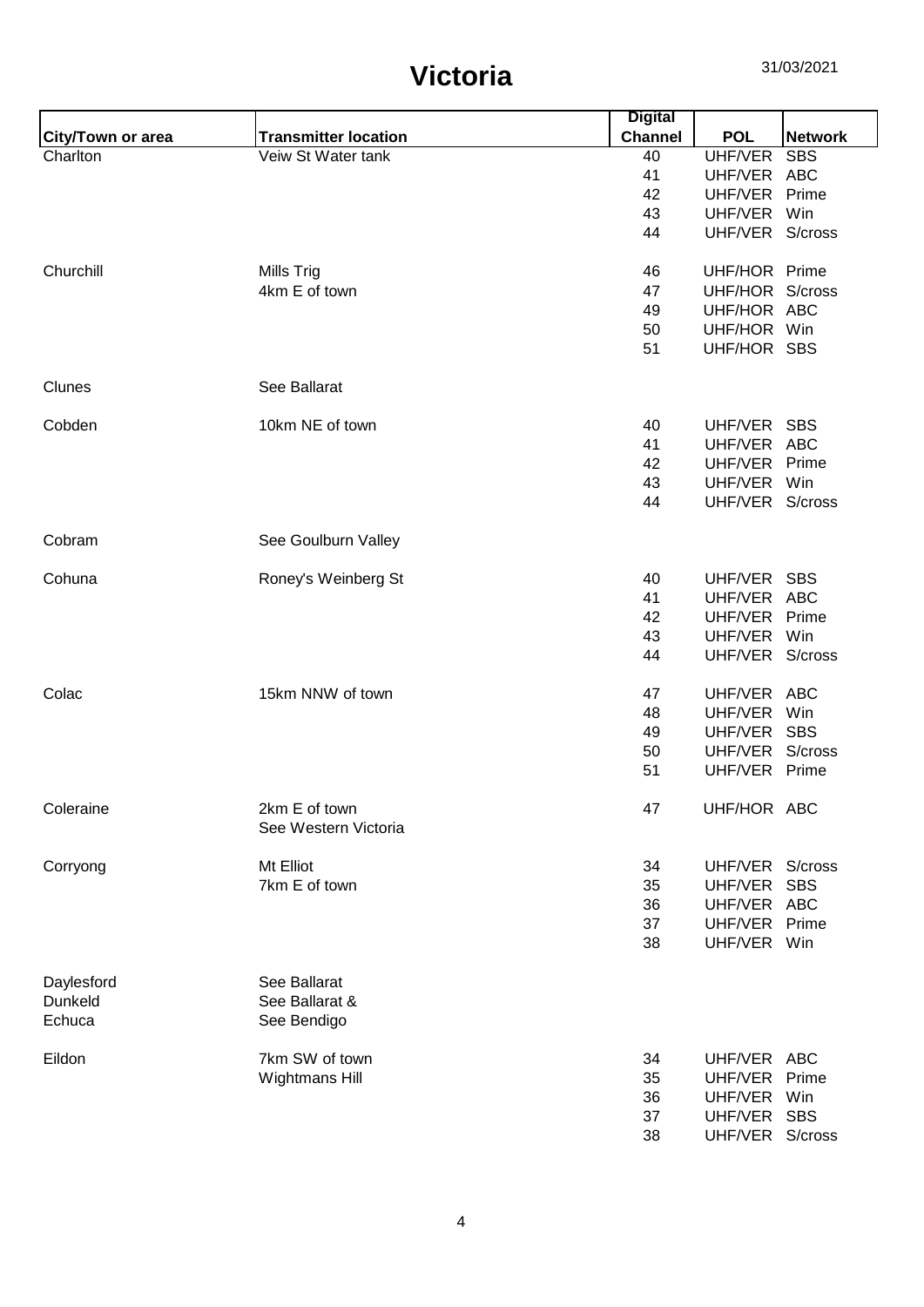# Victoria

31/03/2021

| City/Town or area | Transmitter location | Digital Channel | POL | Network |
|---|---|---|---|---|
| Charlton | Veiw St Water tank | 40 | UHF/VER | SBS |
| | | 41 | UHF/VER | ABC |
| | | 42 | UHF/VER | Prime |
| | | 43 | UHF/VER | Win |
| | | 44 | UHF/VER | S/cross |
| Churchill | Mills Trig | 46 | UHF/HOR | Prime |
| | 4km E of town | 47 | UHF/HOR | S/cross |
| | | 49 | UHF/HOR | ABC |
| | | 50 | UHF/HOR | Win |
| | | 51 | UHF/HOR | SBS |
| Clunes | See Ballarat | | | |
| Cobden | 10km NE of town | 40 | UHF/VER | SBS |
| | | 41 | UHF/VER | ABC |
| | | 42 | UHF/VER | Prime |
| | | 43 | UHF/VER | Win |
| | | 44 | UHF/VER | S/cross |
| Cobram | See Goulburn Valley | | | |
| Cohuna | Roney's Weinberg St | 40 | UHF/VER | SBS |
| | | 41 | UHF/VER | ABC |
| | | 42 | UHF/VER | Prime |
| | | 43 | UHF/VER | Win |
| | | 44 | UHF/VER | S/cross |
| Colac | 15km NNW of town | 47 | UHF/VER | ABC |
| | | 48 | UHF/VER | Win |
| | | 49 | UHF/VER | SBS |
| | | 50 | UHF/VER | S/cross |
| | | 51 | UHF/VER | Prime |
| Coleraine | 2km E of town | 47 | UHF/HOR | ABC |
| | See Western Victoria | | | |
| Corryong | Mt Elliot | 34 | UHF/VER | S/cross |
| | 7km E of town | 35 | UHF/VER | SBS |
| | | 36 | UHF/VER | ABC |
| | | 37 | UHF/VER | Prime |
| | | 38 | UHF/VER | Win |
| Daylesford | See Ballarat | | | |
| Dunkeld | See Ballarat & | | | |
| Echuca | See Bendigo | | | |
| Eildon | 7km SW of town | 34 | UHF/VER | ABC |
| | Wightmans Hill | 35 | UHF/VER | Prime |
| | | 36 | UHF/VER | Win |
| | | 37 | UHF/VER | SBS |
| | | 38 | UHF/VER | S/cross |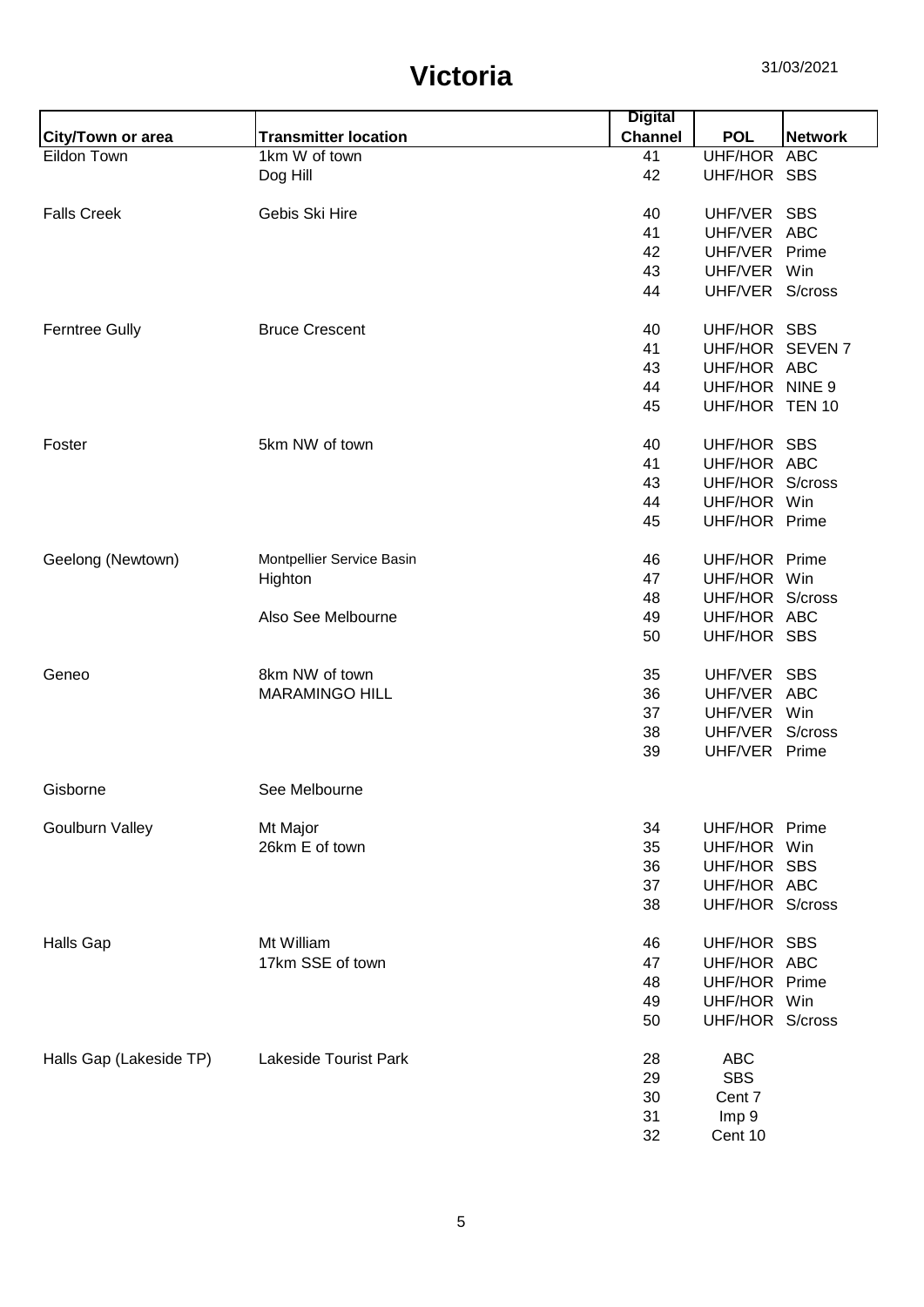# Victoria

31/03/2021

| City/Town or area | Transmitter location | Digital Channel | POL | Network |
|---|---|---|---|---|
| Eildon Town | 1km W of town | 41 | UHF/HOR | ABC |
| | Dog Hill | 42 | UHF/HOR | SBS |
| | | | | |
| Falls Creek | Gebis Ski Hire | 40 | UHF/VER | SBS |
| | | 41 | UHF/VER | ABC |
| | | 42 | UHF/VER | Prime |
| | | 43 | UHF/VER | Win |
| | | 44 | UHF/VER | S/cross |
| | | | | |
| Ferntree Gully | Bruce Crescent | 40 | UHF/HOR | SBS |
| | | 41 | UHF/HOR | SEVEN 7 |
| | | 43 | UHF/HOR | ABC |
| | | 44 | UHF/HOR | NINE 9 |
| | | 45 | UHF/HOR | TEN 10 |
| | | | | |
| Foster | 5km NW of town | 40 | UHF/HOR | SBS |
| | | 41 | UHF/HOR | ABC |
| | | 43 | UHF/HOR | S/cross |
| | | 44 | UHF/HOR | Win |
| | | 45 | UHF/HOR | Prime |
| | | | | |
| Geelong (Newtown) | Montpellier Service Basin | 46 | UHF/HOR | Prime |
| | Highton | 47 | UHF/HOR | Win |
| | | 48 | UHF/HOR | S/cross |
| | Also See Melbourne | 49 | UHF/HOR | ABC |
| | | 50 | UHF/HOR | SBS |
| | | | | |
| Geneo | 8km NW of town | 35 | UHF/VER | SBS |
| | MARAMINGO HILL | 36 | UHF/VER | ABC |
| | | 37 | UHF/VER | Win |
| | | 38 | UHF/VER | S/cross |
| | | 39 | UHF/VER | Prime |
| | | | | |
| Gisborne | See Melbourne | | | |
| | | | | |
| Goulburn Valley | Mt Major | 34 | UHF/HOR | Prime |
| | 26km E of town | 35 | UHF/HOR | Win |
| | | 36 | UHF/HOR | SBS |
| | | 37 | UHF/HOR | ABC |
| | | 38 | UHF/HOR | S/cross |
| | | | | |
| Halls Gap | Mt William | 46 | UHF/HOR | SBS |
| | 17km SSE of town | 47 | UHF/HOR | ABC |
| | | 48 | UHF/HOR | Prime |
| | | 49 | UHF/HOR | Win |
| | | 50 | UHF/HOR | S/cross |
| | | | | |
| Halls Gap (Lakeside TP) | Lakeside Tourist Park | 28 | ABC | |
| | | 29 | SBS | |
| | | 30 | Cent 7 | |
| | | 31 | Imp 9 | |
| | | 32 | Cent 10 | |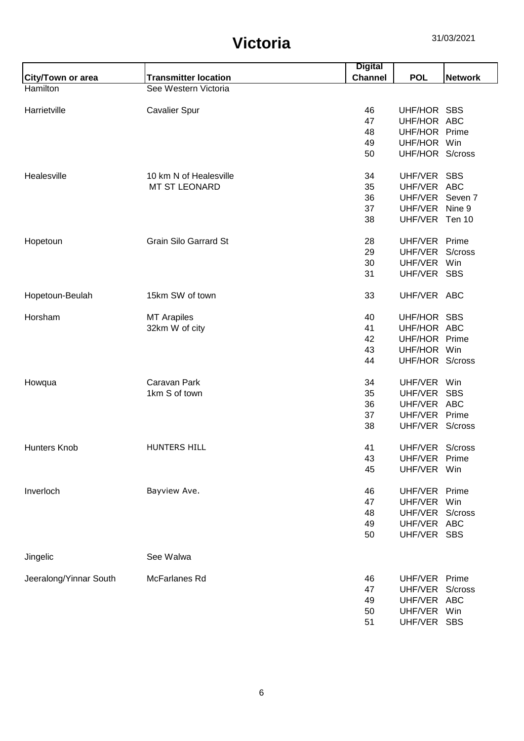# Victoria

31/03/2021

| City/Town or area | Transmitter location | Digital Channel | POL | Network |
|---|---|---|---|---|
| Hamilton | See Western Victoria | | | |
| Harrietville | Cavalier Spur | 46 | UHF/HOR | SBS |
| | | 47 | UHF/HOR | ABC |
| | | 48 | UHF/HOR | Prime |
| | | 49 | UHF/HOR | Win |
| | | 50 | UHF/HOR | S/cross |
| Healesville | 10 km N of Healesville | 34 | UHF/VER | SBS |
| | MT ST LEONARD | 35 | UHF/VER | ABC |
| | | 36 | UHF/VER | Seven 7 |
| | | 37 | UHF/VER | Nine 9 |
| | | 38 | UHF/VER | Ten 10 |
| Hopetoun | Grain Silo Garrard St | 28 | UHF/VER | Prime |
| | | 29 | UHF/VER | S/cross |
| | | 30 | UHF/VER | Win |
| | | 31 | UHF/VER | SBS |
| Hopetoun-Beulah | 15km SW of town | 33 | UHF/VER | ABC |
| Horsham | MT Arapiles | 40 | UHF/HOR | SBS |
| | 32km W of city | 41 | UHF/HOR | ABC |
| | | 42 | UHF/HOR | Prime |
| | | 43 | UHF/HOR | Win |
| | | 44 | UHF/HOR | S/cross |
| Howqua | Caravan Park | 34 | UHF/VER | Win |
| | 1km S of town | 35 | UHF/VER | SBS |
| | | 36 | UHF/VER | ABC |
| | | 37 | UHF/VER | Prime |
| | | 38 | UHF/VER | S/cross |
| Hunters Knob | HUNTERS HILL | 41 | UHF/VER | S/cross |
| | | 43 | UHF/VER | Prime |
| | | 45 | UHF/VER | Win |
| Inverloch | Bayview Ave. | 46 | UHF/VER | Prime |
| | | 47 | UHF/VER | Win |
| | | 48 | UHF/VER | S/cross |
| | | 49 | UHF/VER | ABC |
| | | 50 | UHF/VER | SBS |
| Jingelic | See Walwa | | | |
| Jeeralong/Yinnar South | McFarlanes Rd | 46 | UHF/VER | Prime |
| | | 47 | UHF/VER | S/cross |
| | | 49 | UHF/VER | ABC |
| | | 50 | UHF/VER | Win |
| | | 51 | UHF/VER | SBS |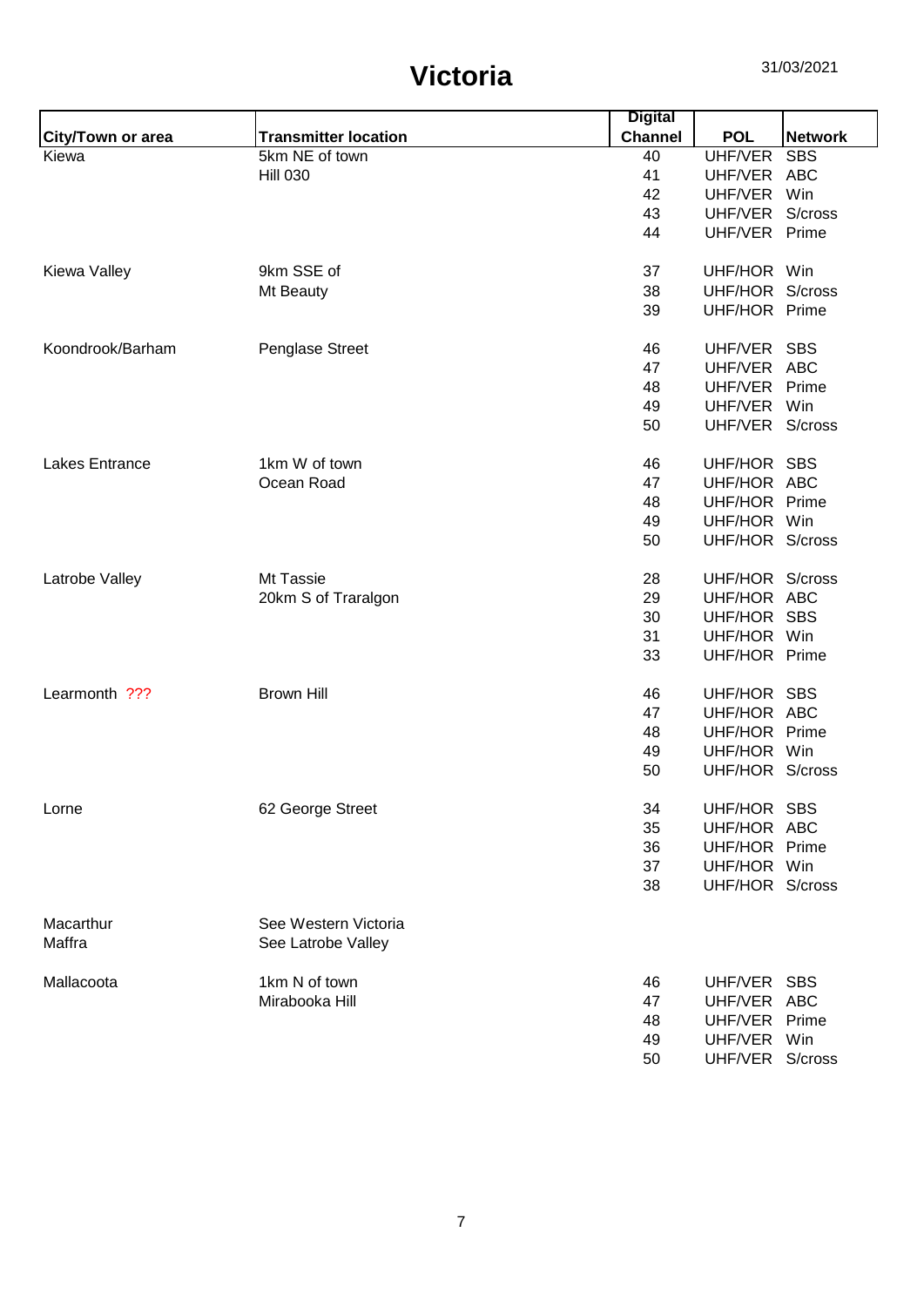# Victoria

31/03/2021

| City/Town or area | Transmitter location | Digital Channel | POL | Network |
|---|---|---|---|---|
| Kiewa | 5km NE of town | 40 | UHF/VER | SBS |
| | Hill 030 | 41 | UHF/VER | ABC |
| | | 42 | UHF/VER | Win |
| | | 43 | UHF/VER | S/cross |
| | | 44 | UHF/VER | Prime |
| Kiewa Valley | 9km SSE of | 37 | UHF/HOR | Win |
| | Mt Beauty | 38 | UHF/HOR | S/cross |
| | | 39 | UHF/HOR | Prime |
| Koondrook/Barham | Penglase Street | 46 | UHF/VER | SBS |
| | | 47 | UHF/VER | ABC |
| | | 48 | UHF/VER | Prime |
| | | 49 | UHF/VER | Win |
| | | 50 | UHF/VER | S/cross |
| Lakes Entrance | 1km W of town | 46 | UHF/HOR | SBS |
| | Ocean Road | 47 | UHF/HOR | ABC |
| | | 48 | UHF/HOR | Prime |
| | | 49 | UHF/HOR | Win |
| | | 50 | UHF/HOR | S/cross |
| Latrobe Valley | Mt Tassie | 28 | UHF/HOR | S/cross |
| | 20km S of Traralgon | 29 | UHF/HOR | ABC |
| | | 30 | UHF/HOR | SBS |
| | | 31 | UHF/HOR | Win |
| | | 33 | UHF/HOR | Prime |
| Learmonth ??? | Brown Hill | 46 | UHF/HOR | SBS |
| | | 47 | UHF/HOR | ABC |
| | | 48 | UHF/HOR | Prime |
| | | 49 | UHF/HOR | Win |
| | | 50 | UHF/HOR | S/cross |
| Lorne | 62 George Street | 34 | UHF/HOR | SBS |
| | | 35 | UHF/HOR | ABC |
| | | 36 | UHF/HOR | Prime |
| | | 37 | UHF/HOR | Win |
| | | 38 | UHF/HOR | S/cross |
| Macarthur | See Western Victoria | | | |
| Maffra | See Latrobe Valley | | | |
| Mallacoota | 1km N of town | 46 | UHF/VER | SBS |
| | Mirabooka Hill | 47 | UHF/VER | ABC |
| | | 48 | UHF/VER | Prime |
| | | 49 | UHF/VER | Win |
| | | 50 | UHF/VER | S/cross |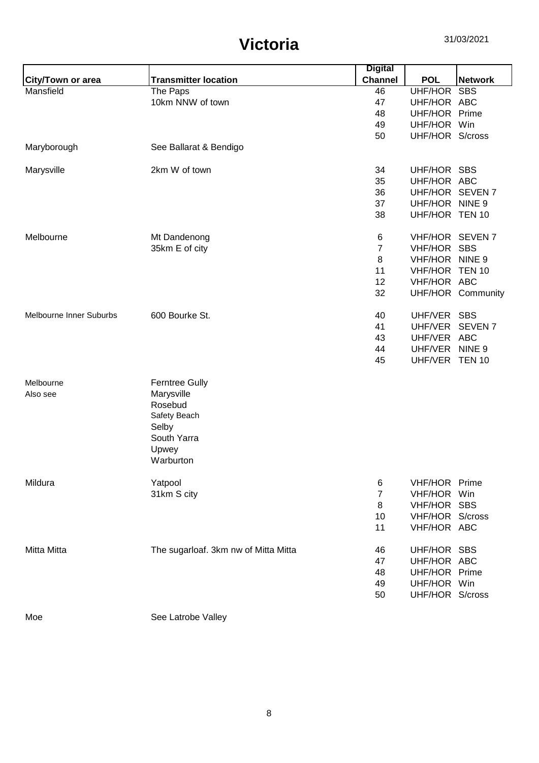# Victoria

31/03/2021

| City/Town or area | Transmitter location | Digital Channel | POL | Network |
|---|---|---|---|---|
| Mansfield | The Paps | 46 | UHF/HOR | SBS |
| | 10km NNW of town | 47 | UHF/HOR | ABC |
| | | 48 | UHF/HOR | Prime |
| | | 49 | UHF/HOR | Win |
| | | 50 | UHF/HOR | S/cross |
| Maryborough | See Ballarat & Bendigo | | | |
| Marysville | 2km W of town | 34 | UHF/HOR | SBS |
| | | 35 | UHF/HOR | ABC |
| | | 36 | UHF/HOR | SEVEN 7 |
| | | 37 | UHF/HOR | NINE 9 |
| | | 38 | UHF/HOR | TEN 10 |
| Melbourne | Mt Dandenong | 6 | VHF/HOR | SEVEN 7 |
| | 35km E of city | 7 | VHF/HOR | SBS |
| | | 8 | VHF/HOR | NINE 9 |
| | | 11 | VHF/HOR | TEN 10 |
| | | 12 | VHF/HOR | ABC |
| | | 32 | UHF/HOR | Community |
| Melbourne Inner Suburbs | 600 Bourke St. | 40 | UHF/VER | SBS |
| | | 41 | UHF/VER | SEVEN 7 |
| | | 43 | UHF/VER | ABC |
| | | 44 | UHF/VER | NINE 9 |
| | | 45 | UHF/VER | TEN 10 |
| Melbourne | Ferntree Gully | | | |
| Also see | Marysville | | | |
| | Rosebud | | | |
| | Safety Beach | | | |
| | Selby | | | |
| | South Yarra | | | |
| | Upwey | | | |
| | Warburton | | | |
| Mildura | Yatpool | 6 | VHF/HOR | Prime |
| | 31km S city | 7 | VHF/HOR | Win |
| | | 8 | VHF/HOR | SBS |
| | | 10 | VHF/HOR | S/cross |
| | | 11 | VHF/HOR | ABC |
| Mitta Mitta | The sugarloaf. 3km nw of Mitta Mitta | 46 | UHF/HOR | SBS |
| | | 47 | UHF/HOR | ABC |
| | | 48 | UHF/HOR | Prime |
| | | 49 | UHF/HOR | Win |
| | | 50 | UHF/HOR | S/cross |
| Moe | See Latrobe Valley | | | |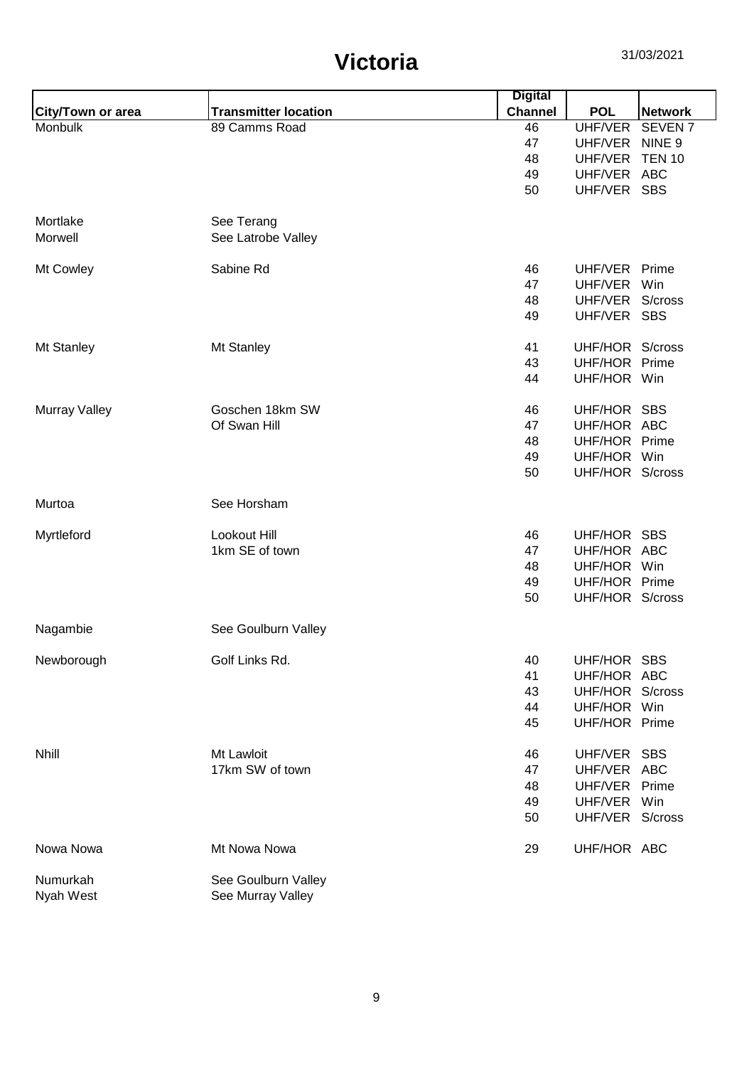# Victoria

31/03/2021

| City/Town or area | Transmitter location | Digital Channel | POL | Network |
|---|---|---|---|---|
| Monbulk | 89 Camms Road | 46 | UHF/VER | SEVEN 7 |
| | | 47 | UHF/VER | NINE 9 |
| | | 48 | UHF/VER | TEN 10 |
| | | 49 | UHF/VER | ABC |
| | | 50 | UHF/VER | SBS |
| Mortlake | See Terang | | | |
| Morwell | See Latrobe Valley | | | |
| Mt Cowley | Sabine Rd | 46 | UHF/VER | Prime |
| | | 47 | UHF/VER | Win |
| | | 48 | UHF/VER | S/cross |
| | | 49 | UHF/VER | SBS |
| Mt Stanley | Mt Stanley | 41 | UHF/HOR | S/cross |
| | | 43 | UHF/HOR | Prime |
| | | 44 | UHF/HOR | Win |
| Murray Valley | Goschen 18km SW | 46 | UHF/HOR | SBS |
| | Of Swan Hill | 47 | UHF/HOR | ABC |
| | | 48 | UHF/HOR | Prime |
| | | 49 | UHF/HOR | Win |
| | | 50 | UHF/HOR | S/cross |
| Murtoa | See Horsham | | | |
| Myrtleford | Lookout Hill | 46 | UHF/HOR | SBS |
| | 1km SE of town | 47 | UHF/HOR | ABC |
| | | 48 | UHF/HOR | Win |
| | | 49 | UHF/HOR | Prime |
| | | 50 | UHF/HOR | S/cross |
| Nagambie | See Goulburn Valley | | | |
| Newborough | Golf Links Rd. | 40 | UHF/HOR | SBS |
| | | 41 | UHF/HOR | ABC |
| | | 43 | UHF/HOR | S/cross |
| | | 44 | UHF/HOR | Win |
| | | 45 | UHF/HOR | Prime |
| Nhill | Mt Lawloit | 46 | UHF/VER | SBS |
| | 17km SW of town | 47 | UHF/VER | ABC |
| | | 48 | UHF/VER | Prime |
| | | 49 | UHF/VER | Win |
| | | 50 | UHF/VER | S/cross |
| Nowa Nowa | Mt Nowa Nowa | 29 | UHF/HOR | ABC |
| Numurkah | See Goulburn Valley | | | |
| Nyah West | See Murray Valley | | | |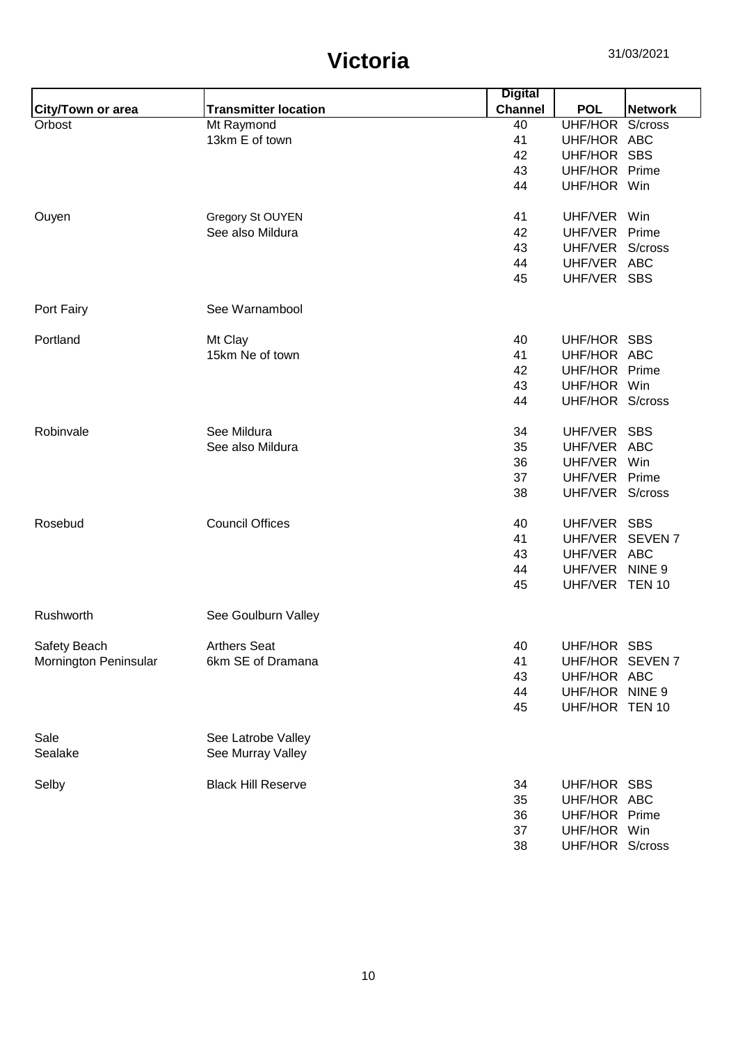# Victoria

31/03/2021

| City/Town or area | Transmitter location | Digital Channel | POL | Network |
|---|---|---|---|---|
| Orbost | Mt Raymond | 40 | UHF/HOR | S/cross |
| | 13km E of town | 41 | UHF/HOR | ABC |
| | | 42 | UHF/HOR | SBS |
| | | 43 | UHF/HOR | Prime |
| | | 44 | UHF/HOR | Win |
| Ouyen | Gregory St OUYEN | 41 | UHF/VER | Win |
| | See also Mildura | 42 | UHF/VER | Prime |
| | | 43 | UHF/VER | S/cross |
| | | 44 | UHF/VER | ABC |
| | | 45 | UHF/VER | SBS |
| Port Fairy | See Warnambool | | | |
| Portland | Mt Clay | 40 | UHF/HOR | SBS |
| | 15km Ne of town | 41 | UHF/HOR | ABC |
| | | 42 | UHF/HOR | Prime |
| | | 43 | UHF/HOR | Win |
| | | 44 | UHF/HOR | S/cross |
| Robinvale | See Mildura | 34 | UHF/VER | SBS |
| | See also Mildura | 35 | UHF/VER | ABC |
| | | 36 | UHF/VER | Win |
| | | 37 | UHF/VER | Prime |
| | | 38 | UHF/VER | S/cross |
| Rosebud | Council Offices | 40 | UHF/VER | SBS |
| | | 41 | UHF/VER | SEVEN 7 |
| | | 43 | UHF/VER | ABC |
| | | 44 | UHF/VER | NINE 9 |
| | | 45 | UHF/VER | TEN 10 |
| Rushworth | See Goulburn Valley | | | |
| Safety Beach | Arthers Seat | 40 | UHF/HOR | SBS |
| Mornington Peninsular | 6km SE of Dramana | 41 | UHF/HOR | SEVEN 7 |
| | | 43 | UHF/HOR | ABC |
| | | 44 | UHF/HOR | NINE 9 |
| | | 45 | UHF/HOR | TEN 10 |
| Sale | See Latrobe Valley | | | |
| Sealake | See Murray Valley | | | |
| Selby | Black Hill Reserve | 34 | UHF/HOR | SBS |
| | | 35 | UHF/HOR | ABC |
| | | 36 | UHF/HOR | Prime |
| | | 37 | UHF/HOR | Win |
| | | 38 | UHF/HOR | S/cross |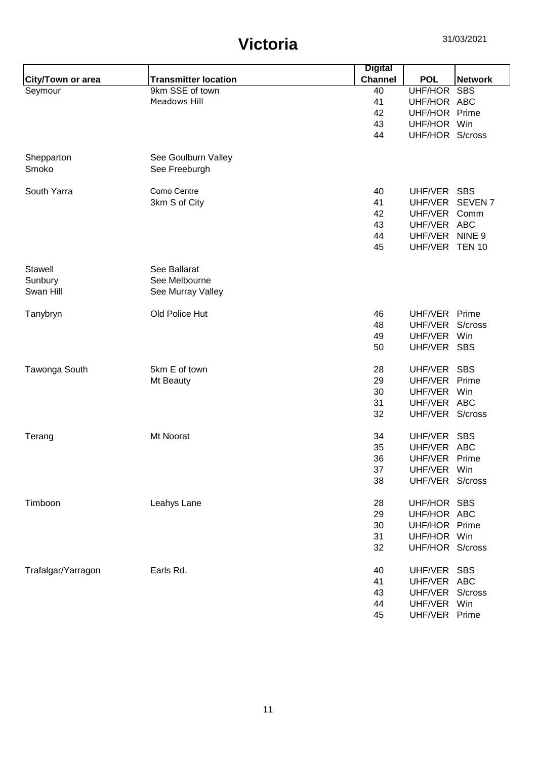# Victoria

31/03/2021

| City/Town or area | Transmitter location | Digital Channel | POL | Network |
|---|---|---|---|---|
| Seymour | 9km SSE of town | 40 | UHF/HOR | SBS |
| | Meadows Hill | 41 | UHF/HOR | ABC |
| | | 42 | UHF/HOR | Prime |
| | | 43 | UHF/HOR | Win |
| | | 44 | UHF/HOR | S/cross |
| Shepparton | See Goulburn Valley | | | |
| Smoko | See Freeburgh | | | |
| South Yarra | Como Centre | 40 | UHF/VER | SBS |
| | 3km S of City | 41 | UHF/VER | SEVEN 7 |
| | | 42 | UHF/VER | Comm |
| | | 43 | UHF/VER | ABC |
| | | 44 | UHF/VER | NINE 9 |
| | | 45 | UHF/VER | TEN 10 |
| Stawell | See Ballarat | | | |
| Sunbury | See Melbourne | | | |
| Swan Hill | See Murray Valley | | | |
| Tanybryn | Old Police Hut | 46 | UHF/VER | Prime |
| | | 48 | UHF/VER | S/cross |
| | | 49 | UHF/VER | Win |
| | | 50 | UHF/VER | SBS |
| Tawonga South | 5km E of town | 28 | UHF/VER | SBS |
| | Mt Beauty | 29 | UHF/VER | Prime |
| | | 30 | UHF/VER | Win |
| | | 31 | UHF/VER | ABC |
| | | 32 | UHF/VER | S/cross |
| Terang | Mt Noorat | 34 | UHF/VER | SBS |
| | | 35 | UHF/VER | ABC |
| | | 36 | UHF/VER | Prime |
| | | 37 | UHF/VER | Win |
| | | 38 | UHF/VER | S/cross |
| Timboon | Leahys Lane | 28 | UHF/HOR | SBS |
| | | 29 | UHF/HOR | ABC |
| | | 30 | UHF/HOR | Prime |
| | | 31 | UHF/HOR | Win |
| | | 32 | UHF/HOR | S/cross |
| Trafalgar/Yarragon | Earls Rd. | 40 | UHF/VER | SBS |
| | | 41 | UHF/VER | ABC |
| | | 43 | UHF/VER | S/cross |
| | | 44 | UHF/VER | Win |
| | | 45 | UHF/VER | Prime |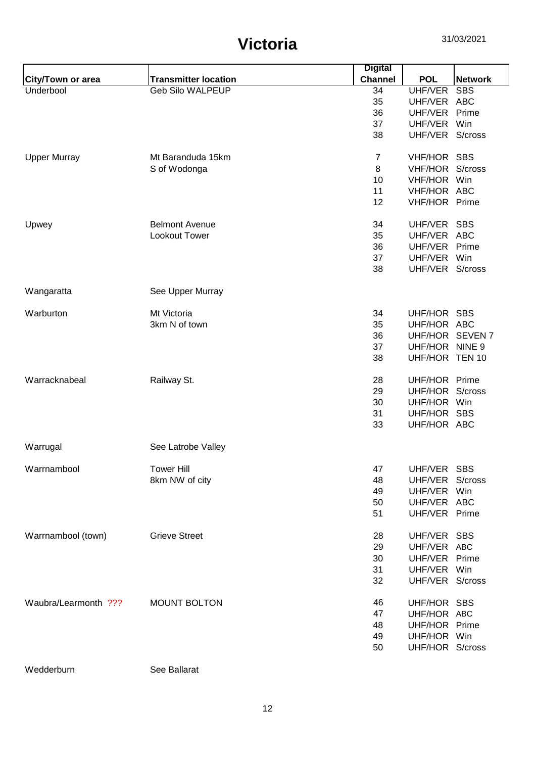# Victoria

31/03/2021

| City/Town or area | Transmitter location | Digital Channel | POL | Network |
|---|---|---|---|---|
| Underbool | Geb Silo WALPEUP | 34 | UHF/VER | SBS |
| | | 35 | UHF/VER | ABC |
| | | 36 | UHF/VER | Prime |
| | | 37 | UHF/VER | Win |
| | | 38 | UHF/VER | S/cross |
| Upper Murray | Mt Baranduda 15km | 7 | VHF/HOR | SBS |
| | S of Wodonga | 8 | VHF/HOR | S/cross |
| | | 10 | VHF/HOR | Win |
| | | 11 | VHF/HOR | ABC |
| | | 12 | VHF/HOR | Prime |
| Upwey | Belmont Avenue | 34 | UHF/VER | SBS |
| | Lookout Tower | 35 | UHF/VER | ABC |
| | | 36 | UHF/VER | Prime |
| | | 37 | UHF/VER | Win |
| | | 38 | UHF/VER | S/cross |
| Wangaratta | See Upper Murray | | | |
| Warburton | Mt Victoria | 34 | UHF/HOR | SBS |
| | 3km N of town | 35 | UHF/HOR | ABC |
| | | 36 | UHF/HOR | SEVEN 7 |
| | | 37 | UHF/HOR | NINE 9 |
| | | 38 | UHF/HOR | TEN 10 |
| Warracknabeal | Railway St. | 28 | UHF/HOR | Prime |
| | | 29 | UHF/HOR | S/cross |
| | | 30 | UHF/HOR | Win |
| | | 31 | UHF/HOR | SBS |
| | | 33 | UHF/HOR | ABC |
| Warrugal | See Latrobe Valley | | | |
| Warrnambool | Tower Hill | 47 | UHF/VER | SBS |
| | 8km NW of city | 48 | UHF/VER | S/cross |
| | | 49 | UHF/VER | Win |
| | | 50 | UHF/VER | ABC |
| | | 51 | UHF/VER | Prime |
| Warrnambool (town) | Grieve Street | 28 | UHF/VER | SBS |
| | | 29 | UHF/VER | ABC |
| | | 30 | UHF/VER | Prime |
| | | 31 | UHF/VER | Win |
| | | 32 | UHF/VER | S/cross |
| Waubra/Learmonth ??? | MOUNT BOLTON | 46 | UHF/HOR | SBS |
| | | 47 | UHF/HOR | ABC |
| | | 48 | UHF/HOR | Prime |
| | | 49 | UHF/HOR | Win |
| | | 50 | UHF/HOR | S/cross |
| Wedderburn | See Ballarat | | | |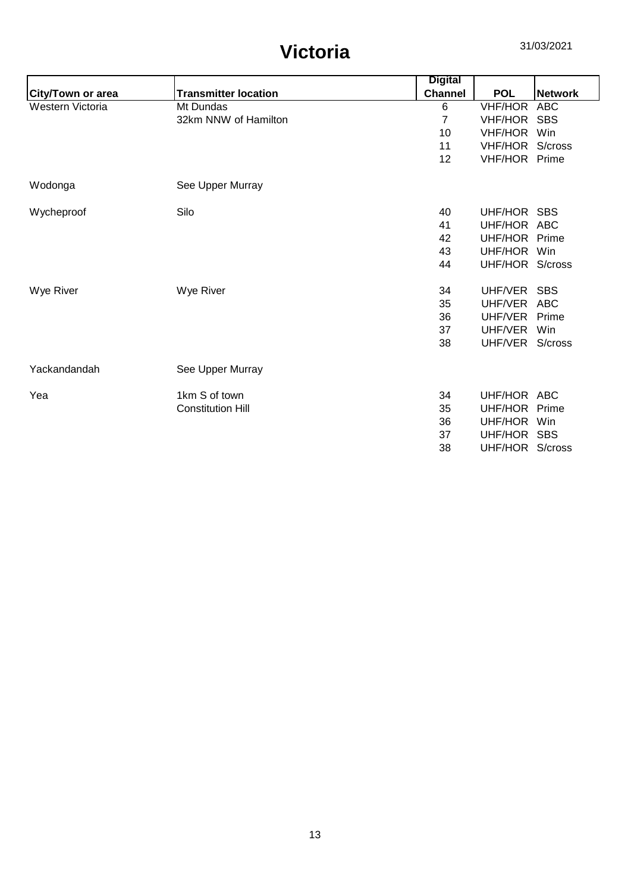# Victoria

31/03/2021

| City/Town or area | Transmitter location | Digital Channel | POL | Network |
|---|---|---|---|---|
| Western Victoria | Mt Dundas | 6 | VHF/HOR | ABC |
| | 32km NNW of Hamilton | 7 | VHF/HOR | SBS |
| | | 10 | VHF/HOR | Win |
| | | 11 | VHF/HOR | S/cross |
| | | 12 | VHF/HOR | Prime |
| Wodonga | See Upper Murray | | | |
| Wycheproof | Silo | 40 | UHF/HOR | SBS |
| | | 41 | UHF/HOR | ABC |
| | | 42 | UHF/HOR | Prime |
| | | 43 | UHF/HOR | Win |
| | | 44 | UHF/HOR | S/cross |
| Wye River | Wye River | 34 | UHF/VER | SBS |
| | | 35 | UHF/VER | ABC |
| | | 36 | UHF/VER | Prime |
| | | 37 | UHF/VER | Win |
| | | 38 | UHF/VER | S/cross |
| Yackandandah | See Upper Murray | | | |
| Yea | 1km S of town | 34 | UHF/HOR | ABC |
| | Constitution Hill | 35 | UHF/HOR | Prime |
| | | 36 | UHF/HOR | Win |
| | | 37 | UHF/HOR | SBS |
| | | 38 | UHF/HOR | S/cross |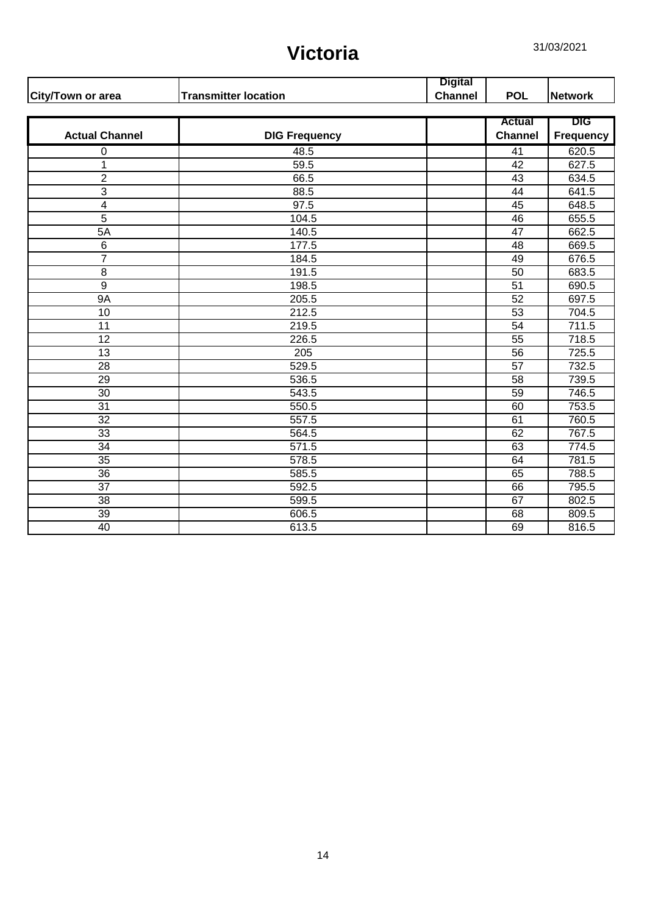# Victoria

31/03/2021

| City/Town or area | Transmitter location | Digital Channel | POL | Network |
|---|---|---|---|---|

| Actual Channel | DIG Frequency | | Actual Channel | DIG Frequency |
|---|---|---|---|---|
| 0 | 48.5 | | 41 | 620.5 |
| 1 | 59.5 | | 42 | 627.5 |
| 2 | 66.5 | | 43 | 634.5 |
| 3 | 88.5 | | 44 | 641.5 |
| 4 | 97.5 | | 45 | 648.5 |
| 5 | 104.5 | | 46 | 655.5 |
| 5A | 140.5 | | 47 | 662.5 |
| 6 | 177.5 | | 48 | 669.5 |
| 7 | 184.5 | | 49 | 676.5 |
| 8 | 191.5 | | 50 | 683.5 |
| 9 | 198.5 | | 51 | 690.5 |
| 9A | 205.5 | | 52 | 697.5 |
| 10 | 212.5 | | 53 | 704.5 |
| 11 | 219.5 | | 54 | 711.5 |
| 12 | 226.5 | | 55 | 718.5 |
| 13 | 205 | | 56 | 725.5 |
| 28 | 529.5 | | 57 | 732.5 |
| 29 | 536.5 | | 58 | 739.5 |
| 30 | 543.5 | | 59 | 746.5 |
| 31 | 550.5 | | 60 | 753.5 |
| 32 | 557.5 | | 61 | 760.5 |
| 33 | 564.5 | | 62 | 767.5 |
| 34 | 571.5 | | 63 | 774.5 |
| 35 | 578.5 | | 64 | 781.5 |
| 36 | 585.5 | | 65 | 788.5 |
| 37 | 592.5 | | 66 | 795.5 |
| 38 | 599.5 | | 67 | 802.5 |
| 39 | 606.5 | | 68 | 809.5 |
| 40 | 613.5 | | 69 | 816.5 |